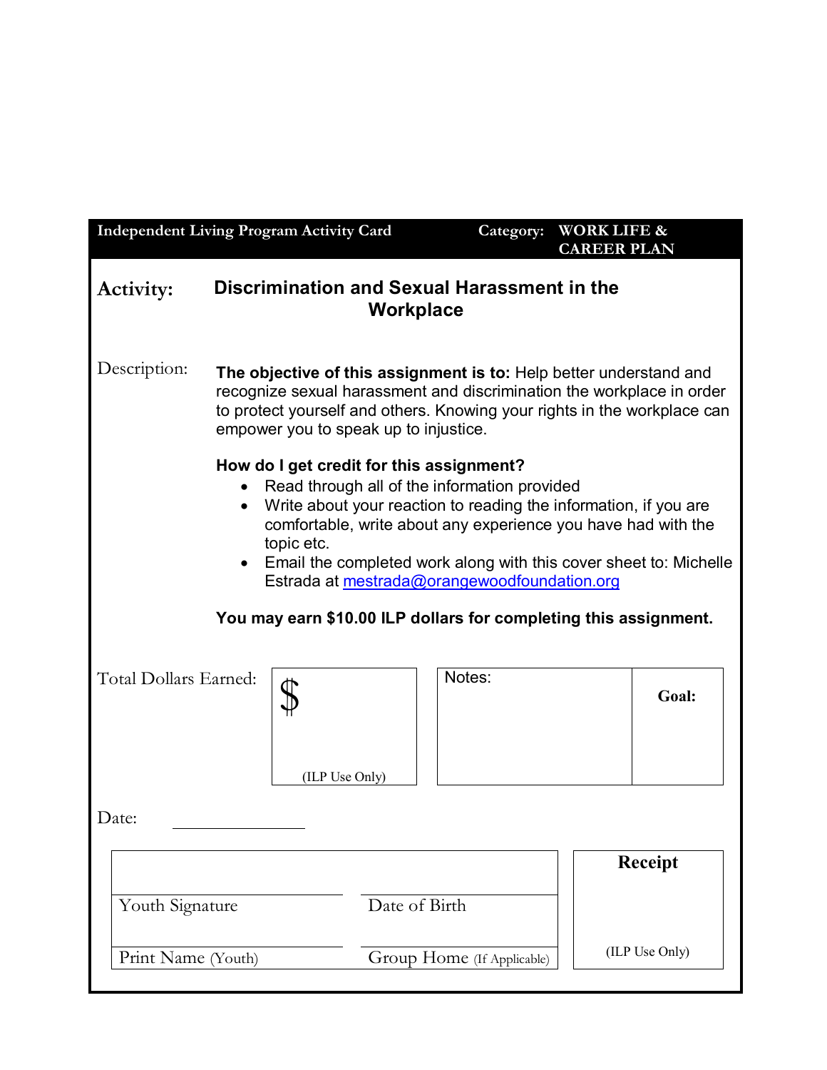**Independent Living Program Activity Card** | **Category: WORK LIFE & CAREER PLAN**

**Activity:** **Discrimination and Sexual Harassment in the Workplace**

Description:

**The objective of this assignment is to:** Help better understand and recognize sexual harassment and discrimination the workplace in order to protect yourself and others. Knowing your rights in the workplace can empower you to speak up to injustice.

**How do I get credit for this assignment?**

- Read through all of the information provided
- Write about your reaction to reading the information, if you are comfortable, write about any experience you have had with the topic etc.
- Email the completed work along with this cover sheet to: Michelle Estrada at mestrada@orangewoodfoundation.org

**You may earn $10.00 ILP dollars for completing this assignment.**

| Total Dollars Earned: | $ (ILP Use Only) | Notes: | **Goal:** |
|---|---|---|---|

Date: ______________

| | | **Receipt** |
|---|---|---|
| Youth Signature | Date of Birth | |
| Print Name (Youth) | Group Home (If Applicable) | (ILP Use Only) |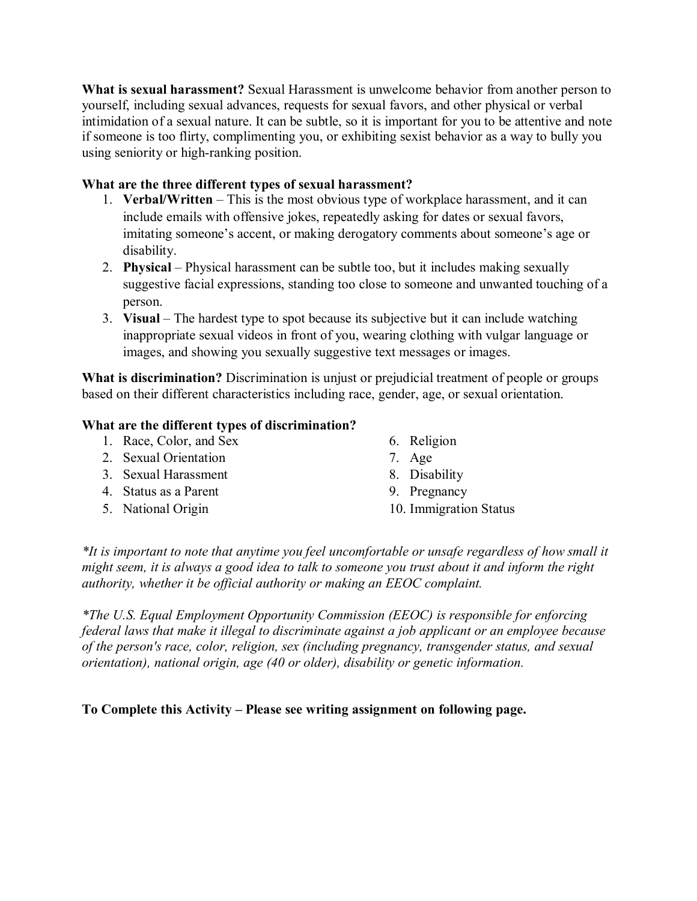**What is sexual harassment?** Sexual Harassment is unwelcome behavior from another person to yourself, including sexual advances, requests for sexual favors, and other physical or verbal intimidation of a sexual nature. It can be subtle, so it is important for you to be attentive and note if someone is too flirty, complimenting you, or exhibiting sexist behavior as a way to bully you using seniority or high-ranking position.

**What are the three different types of sexual harassment?**

1. **Verbal/Written** – This is the most obvious type of workplace harassment, and it can include emails with offensive jokes, repeatedly asking for dates or sexual favors, imitating someone's accent, or making derogatory comments about someone's age or disability.
2. **Physical** – Physical harassment can be subtle too, but it includes making sexually suggestive facial expressions, standing too close to someone and unwanted touching of a person.
3. **Visual** – The hardest type to spot because its subjective but it can include watching inappropriate sexual videos in front of you, wearing clothing with vulgar language or images, and showing you sexually suggestive text messages or images.

**What is discrimination?** Discrimination is unjust or prejudicial treatment of people or groups based on their different characteristics including race, gender, age, or sexual orientation.

**What are the different types of discrimination?**

1. Race, Color, and Sex
2. Sexual Orientation
3. Sexual Harassment
4. Status as a Parent
5. National Origin
6. Religion
7. Age
8. Disability
9. Pregnancy
10. Immigration Status

*\*It is important to note that anytime you feel uncomfortable or unsafe regardless of how small it might seem, it is always a good idea to talk to someone you trust about it and inform the right authority, whether it be official authority or making an EEOC complaint.*

*\*The U.S. Equal Employment Opportunity Commission (EEOC) is responsible for enforcing federal laws that make it illegal to discriminate against a job applicant or an employee because of the person's race, color, religion, sex (including pregnancy, transgender status, and sexual orientation), national origin, age (40 or older), disability or genetic information.*

**To Complete this Activity – Please see writing assignment on following page.**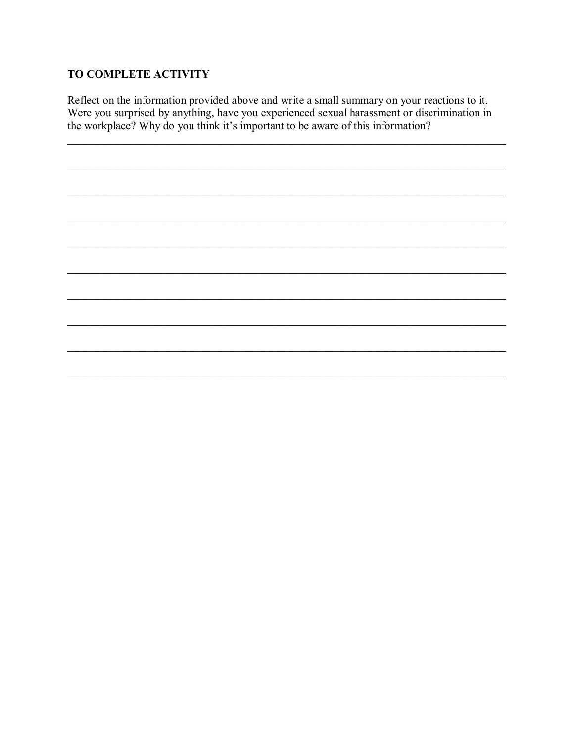**TO COMPLETE ACTIVITY**

Reflect on the information provided above and write a small summary on your reactions to it. Were you surprised by anything, have you experienced sexual harassment or discrimination in the workplace? Why do you think it's important to be aware of this information?

\_\_\_\_\_\_\_\_\_\_\_\_\_\_\_\_\_\_\_\_\_\_\_\_\_\_\_\_\_\_\_\_\_\_\_\_\_\_\_\_\_\_\_\_\_\_\_\_\_\_\_\_\_\_\_\_\_\_\_\_\_\_\_\_\_\_\_\_\_\_\_\_\_\_\_\_

\_\_\_\_\_\_\_\_\_\_\_\_\_\_\_\_\_\_\_\_\_\_\_\_\_\_\_\_\_\_\_\_\_\_\_\_\_\_\_\_\_\_\_\_\_\_\_\_\_\_\_\_\_\_\_\_\_\_\_\_\_\_\_\_\_\_\_\_\_\_\_\_\_\_\_\_

\_\_\_\_\_\_\_\_\_\_\_\_\_\_\_\_\_\_\_\_\_\_\_\_\_\_\_\_\_\_\_\_\_\_\_\_\_\_\_\_\_\_\_\_\_\_\_\_\_\_\_\_\_\_\_\_\_\_\_\_\_\_\_\_\_\_\_\_\_\_\_\_\_\_\_\_

\_\_\_\_\_\_\_\_\_\_\_\_\_\_\_\_\_\_\_\_\_\_\_\_\_\_\_\_\_\_\_\_\_\_\_\_\_\_\_\_\_\_\_\_\_\_\_\_\_\_\_\_\_\_\_\_\_\_\_\_\_\_\_\_\_\_\_\_\_\_\_\_\_\_\_\_

\_\_\_\_\_\_\_\_\_\_\_\_\_\_\_\_\_\_\_\_\_\_\_\_\_\_\_\_\_\_\_\_\_\_\_\_\_\_\_\_\_\_\_\_\_\_\_\_\_\_\_\_\_\_\_\_\_\_\_\_\_\_\_\_\_\_\_\_\_\_\_\_\_\_\_\_

\_\_\_\_\_\_\_\_\_\_\_\_\_\_\_\_\_\_\_\_\_\_\_\_\_\_\_\_\_\_\_\_\_\_\_\_\_\_\_\_\_\_\_\_\_\_\_\_\_\_\_\_\_\_\_\_\_\_\_\_\_\_\_\_\_\_\_\_\_\_\_\_\_\_\_\_

\_\_\_\_\_\_\_\_\_\_\_\_\_\_\_\_\_\_\_\_\_\_\_\_\_\_\_\_\_\_\_\_\_\_\_\_\_\_\_\_\_\_\_\_\_\_\_\_\_\_\_\_\_\_\_\_\_\_\_\_\_\_\_\_\_\_\_\_\_\_\_\_\_\_\_\_

\_\_\_\_\_\_\_\_\_\_\_\_\_\_\_\_\_\_\_\_\_\_\_\_\_\_\_\_\_\_\_\_\_\_\_\_\_\_\_\_\_\_\_\_\_\_\_\_\_\_\_\_\_\_\_\_\_\_\_\_\_\_\_\_\_\_\_\_\_\_\_\_\_\_\_\_

\_\_\_\_\_\_\_\_\_\_\_\_\_\_\_\_\_\_\_\_\_\_\_\_\_\_\_\_\_\_\_\_\_\_\_\_\_\_\_\_\_\_\_\_\_\_\_\_\_\_\_\_\_\_\_\_\_\_\_\_\_\_\_\_\_\_\_\_\_\_\_\_\_\_\_\_

\_\_\_\_\_\_\_\_\_\_\_\_\_\_\_\_\_\_\_\_\_\_\_\_\_\_\_\_\_\_\_\_\_\_\_\_\_\_\_\_\_\_\_\_\_\_\_\_\_\_\_\_\_\_\_\_\_\_\_\_\_\_\_\_\_\_\_\_\_\_\_\_\_\_\_\_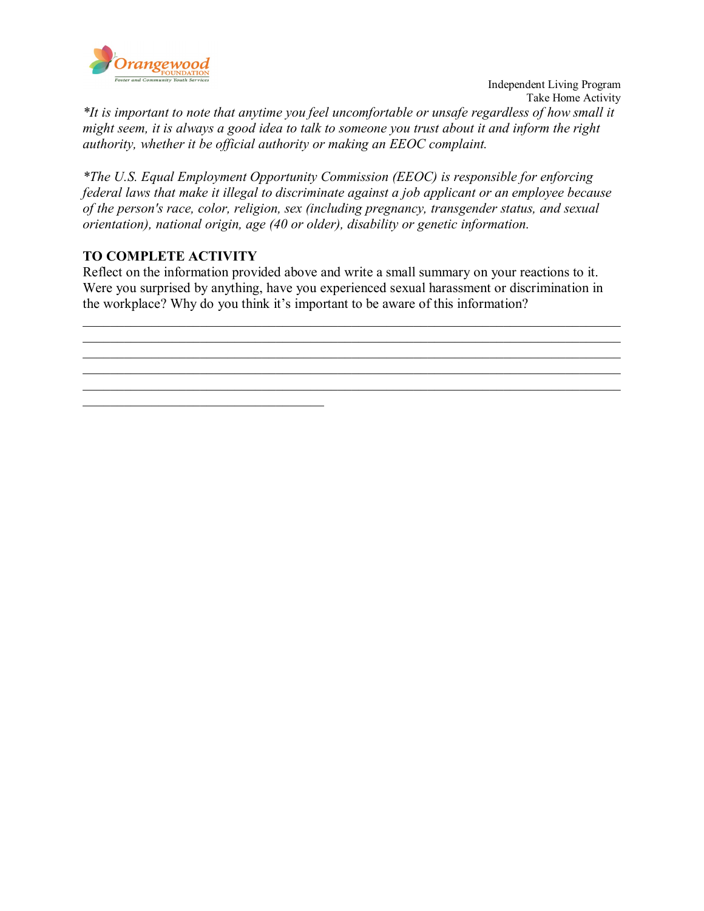*\*It is important to note that anytime you feel uncomfortable or unsafe regardless of how small it might seem, it is always a good idea to talk to someone you trust about it and inform the right authority, whether it be official authority or making an EEOC complaint.*

*\*The U.S. Equal Employment Opportunity Commission (EEOC) is responsible for enforcing federal laws that make it illegal to discriminate against a job applicant or an employee because of the person's race, color, religion, sex (including pregnancy, transgender status, and sexual orientation), national origin, age (40 or older), disability or genetic information.*

**TO COMPLETE ACTIVITY**

Reflect on the information provided above and write a small summary on your reactions to it. Were you surprised by anything, have you experienced sexual harassment or discrimination in the workplace? Why do you think it's important to be aware of this information?

\_\_\_\_\_\_\_\_\_\_\_\_\_\_\_\_\_\_\_\_\_\_\_\_\_\_\_\_\_\_\_\_\_\_\_\_\_\_\_\_\_\_\_\_\_\_\_\_\_\_\_\_\_\_\_\_\_\_\_\_\_\_\_\_\_\_\_\_\_\_\_\_\_\_\_\_\_\_
\_\_\_\_\_\_\_\_\_\_\_\_\_\_\_\_\_\_\_\_\_\_\_\_\_\_\_\_\_\_\_\_\_\_\_\_\_\_\_\_\_\_\_\_\_\_\_\_\_\_\_\_\_\_\_\_\_\_\_\_\_\_\_\_\_\_\_\_\_\_\_\_\_\_\_\_\_\_
\_\_\_\_\_\_\_\_\_\_\_\_\_\_\_\_\_\_\_\_\_\_\_\_\_\_\_\_\_\_\_\_\_\_\_\_\_\_\_\_\_\_\_\_\_\_\_\_\_\_\_\_\_\_\_\_\_\_\_\_\_\_\_\_\_\_\_\_\_\_\_\_\_\_\_\_\_\_
\_\_\_\_\_\_\_\_\_\_\_\_\_\_\_\_\_\_\_\_\_\_\_\_\_\_\_\_\_\_\_\_\_\_\_\_\_\_\_\_\_\_\_\_\_\_\_\_\_\_\_\_\_\_\_\_\_\_\_\_\_\_\_\_\_\_\_\_\_\_\_\_\_\_\_\_\_\_
\_\_\_\_\_\_\_\_\_\_\_\_\_\_\_\_\_\_\_\_\_\_\_\_\_\_\_\_\_\_\_\_\_\_\_\_\_\_\_\_\_\_\_\_\_\_\_\_\_\_\_\_\_\_\_\_\_\_\_\_\_\_\_\_\_\_\_\_\_\_\_\_\_\_\_\_\_\_
\_\_\_\_\_\_\_\_\_\_\_\_\_\_\_\_\_\_\_\_\_\_\_\_\_\_\_\_\_\_\_\_\_\_\_\_